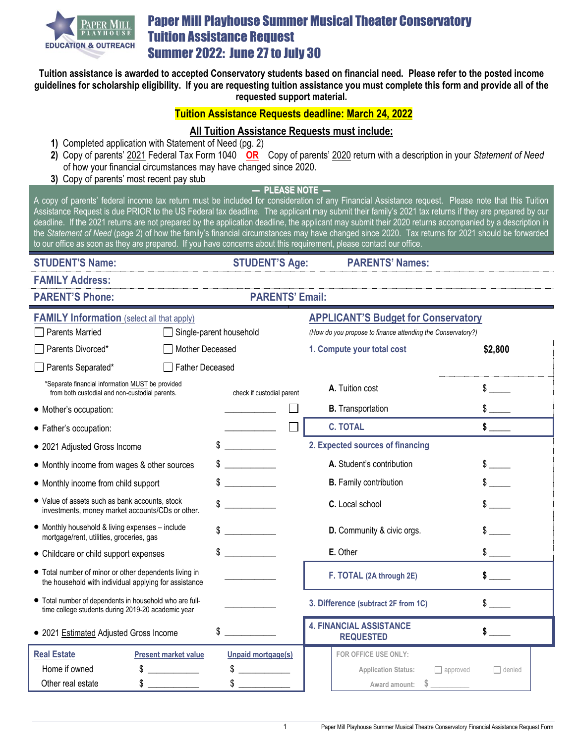# Paper Mill Playhouse Summer Musical Theater Conservatory Tuition Assistance Request Summer 2022: June 27 to July 30

PAPER MILL PLAYHOUSE EDUCATION & OUTREACH

**Tuition assistance is awarded to accepted Conservatory students based on financial need. Please refer to the posted income guidelines for scholarship eligibility. If you are requesting tuition assistance you must complete this form and provide all of the requested support material.**

**Tuition Assistance Requests deadline: March 24, 2022**

**All Tuition Assistance Requests must include:**

1) Completed application with Statement of Need (pg. 2)
2) Copy of parents' 2021 Federal Tax Form 1040 **OR** Copy of parents' 2020 return with a description in your *Statement of Need* of how your financial circumstances may have changed since 2020.
3) Copy of parents' most recent pay stub

**— PLEASE NOTE —**

A copy of parents' federal income tax return must be included for consideration of any Financial Assistance request. Please note that this Tuition Assistance Request is due PRIOR to the US Federal tax deadline. The applicant may submit their family's 2021 tax returns if they are prepared by our deadline. If the 2021 returns are not prepared by the application deadline, the applicant may submit their 2020 returns accompanied by a description in the *Statement of Need* (page 2) of how the family's financial circumstances may have changed since 2020. Tax returns for 2021 should be forwarded to our office as soon as they are prepared. If you have concerns about this requirement, please contact our office.

**STUDENT'S Name:** **STUDENT'S Age:** **PARENTS' Names:**

**FAMILY Address:**

**PARENT'S Phone:** **PARENTS' Email:**

## FAMILY Information (select all that apply)

- ☐ Parents Married ☐ Single-parent household
- ☐ Parents Divorced* ☐ Mother Deceased
- ☐ Parents Separated* ☐ Father Deceased

*Separate financial information MUST be provided from both custodial and non-custodial parents.

| | | check if custodial parent |
|---|---|---|
| • Mother's occupation: | ____________ | ☐ |
| • Father's occupation: | ____________ | ☐ |
| • 2021 Adjusted Gross Income | $ ____________ | |
| • Monthly income from wages & other sources | $ ____________ | |
| • Monthly income from child support | $ ____________ | |
| • Value of assets such as bank accounts, stock investments, money market accounts/CDs or other. | $ ____________ | |
| • Monthly household & living expenses – include mortgage/rent, utilities, groceries, gas | $ ____________ | |
| • Childcare or child support expenses | $ ____________ | |
| • Total number of minor or other dependents living in the household with individual applying for assistance | ____________ | |
| • Total number of dependents in household who are full-time college students during 2019-20 academic year | ____________ | |
| • 2021 Estimated Adjusted Gross Income | $ ____________ | |

| Real Estate | Present market value | Unpaid mortgage(s) |
|---|---|---|
| Home if owned | $ ____________ | $ ____________ |
| Other real estate | $ ____________ | $ ____________ |

## APPLICANT'S Budget for Conservatory

*(How do you propose to finance attending the Conservatory?)*

| | |
|---|---|
| **1. Compute your total cost** | **$2,800** |
| **A.** Tuition cost | $ _____ |
| **B.** Transportation | $ _____ |
| **C. TOTAL** | **$** _____ |
| **2. Expected sources of financing** | |
| **A.** Student's contribution | $ _____ |
| **B.** Family contribution | $ _____ |
| **C.** Local school | $ _____ |
| **D.** Community & civic orgs. | $ _____ |
| **E.** Other | $ _____ |
| **F. TOTAL (2A through 2E)** | **$** _____ |
| **3. Difference (subtract 2F from 1C)** | $ _____ |
| **4. FINANCIAL ASSISTANCE REQUESTED** | **$** _____ |

FOR OFFICE USE ONLY:

Application Status: ☐ approved ☐ denied

Award amount: $ __________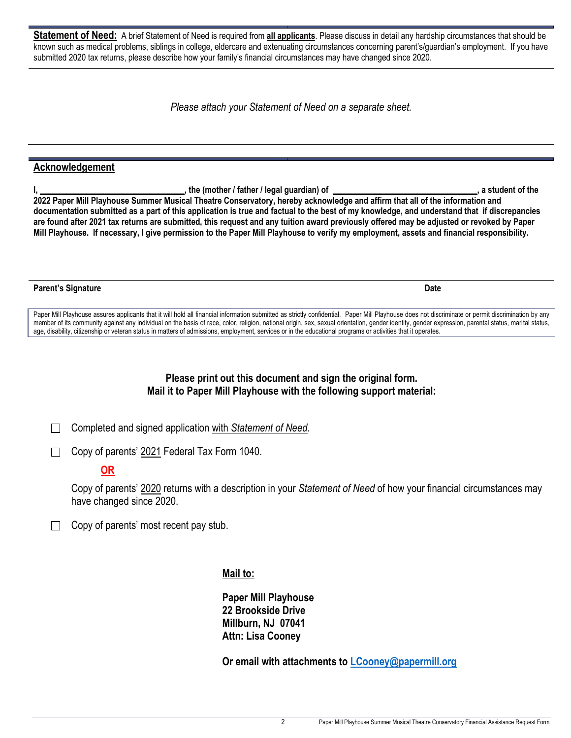**Statement of Need:** A brief Statement of Need is required from **all applicants**. Please discuss in detail any hardship circumstances that should be known such as medical problems, siblings in college, eldercare and extenuating circumstances concerning parent's/guardian's employment. If you have submitted 2020 tax returns, please describe how your family's financial circumstances may have changed since 2020.

*Please attach your Statement of Need on a separate sheet.*

## Acknowledgement

**I, ______________________________, the (mother / father / legal guardian) of ______________________________, a student of the 2022 Paper Mill Playhouse Summer Musical Theatre Conservatory, hereby acknowledge and affirm that all of the information and documentation submitted as a part of this application is true and factual to the best of my knowledge, and understand that if discrepancies are found after 2021 tax returns are submitted, this request and any tuition award previously offered may be adjusted or revoked by Paper Mill Playhouse. If necessary, I give permission to the Paper Mill Playhouse to verify my employment, assets and financial responsibility.**

**Parent's Signature** **Date**

Paper Mill Playhouse assures applicants that it will hold all financial information submitted as strictly confidential. Paper Mill Playhouse does not discriminate or permit discrimination by any member of its community against any individual on the basis of race, color, religion, national origin, sex, sexual orientation, gender identity, gender expression, parental status, marital status, age, disability, citizenship or veteran status in matters of admissions, employment, services or in the educational programs or activities that it operates.

**Please print out this document and sign the original form.**
**Mail it to Paper Mill Playhouse with the following support material:**

- ☐ Completed and signed application with *Statement of Need.*
- ☐ Copy of parents' 2021 Federal Tax Form 1040.

  **OR**

  Copy of parents' 2020 returns with a description in your *Statement of Need* of how your financial circumstances may have changed since 2020.
- ☐ Copy of parents' most recent pay stub.

**Mail to:**

**Paper Mill Playhouse**
**22 Brookside Drive**
**Millburn, NJ 07041**
**Attn: Lisa Cooney**

**Or email with attachments to LCooney@papermill.org**